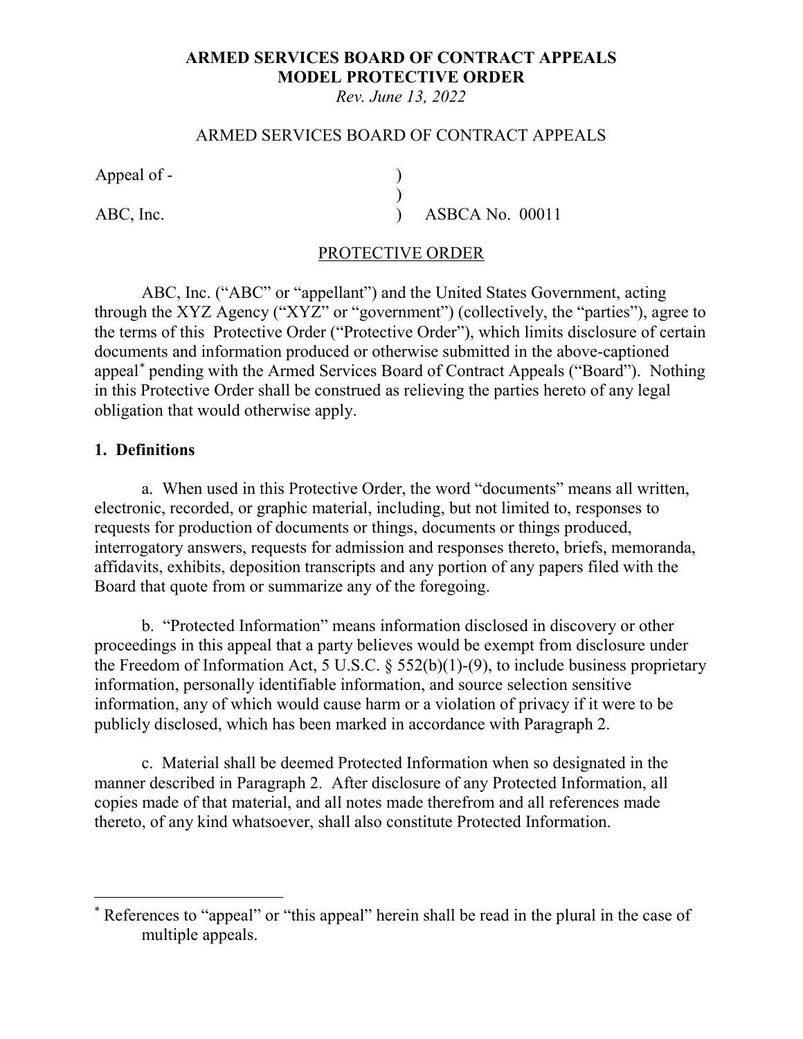**ARMED SERVICES BOARD OF CONTRACT APPEALS**
**MODEL PROTECTIVE ORDER**
*Rev. June 13, 2022*

ARMED SERVICES BOARD OF CONTRACT APPEALS

| | | |
|---|---|---|
| Appeal of - | ) | |
| | ) | |
| ABC, Inc. | ) | ASBCA No. 00011 |

PROTECTIVE ORDER

ABC, Inc. ("ABC" or "appellant") and the United States Government, acting through the XYZ Agency ("XYZ" or "government") (collectively, the "parties"), agree to the terms of this Protective Order ("Protective Order"), which limits disclosure of certain documents and information produced or otherwise submitted in the above-captioned appeal[*] pending with the Armed Services Board of Contract Appeals ("Board"). Nothing in this Protective Order shall be construed as relieving the parties hereto of any legal obligation that would otherwise apply.

**1. Definitions**

a. When used in this Protective Order, the word "documents" means all written, electronic, recorded, or graphic material, including, but not limited to, responses to requests for production of documents or things, documents or things produced, interrogatory answers, requests for admission and responses thereto, briefs, memoranda, affidavits, exhibits, deposition transcripts and any portion of any papers filed with the Board that quote from or summarize any of the foregoing.

b. "Protected Information" means information disclosed in discovery or other proceedings in this appeal that a party believes would be exempt from disclosure under the Freedom of Information Act, 5 U.S.C. § 552(b)(1)-(9), to include business proprietary information, personally identifiable information, and source selection sensitive information, any of which would cause harm or a violation of privacy if it were to be publicly disclosed, which has been marked in accordance with Paragraph 2.

c. Material shall be deemed Protected Information when so designated in the manner described in Paragraph 2. After disclosure of any Protected Information, all copies made of that material, and all notes made therefrom and all references made thereto, of any kind whatsoever, shall also constitute Protected Information.

[*] References to "appeal" or "this appeal" herein shall be read in the plural in the case of multiple appeals.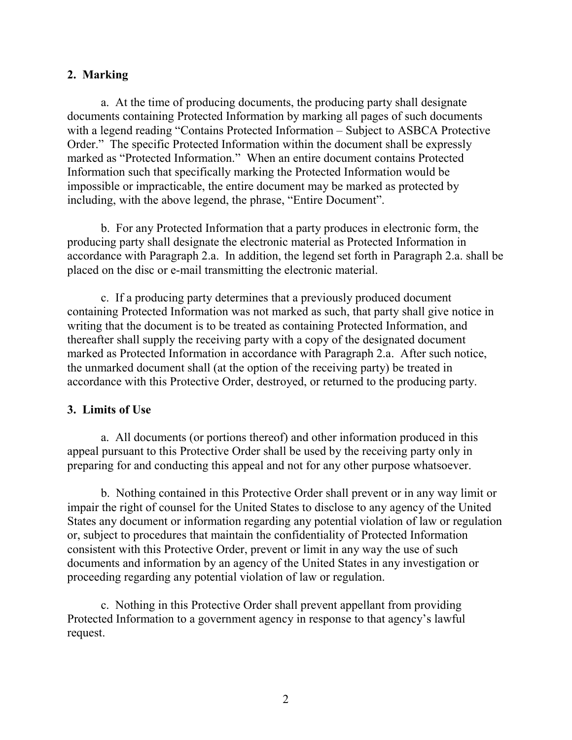## 2. Marking

a. At the time of producing documents, the producing party shall designate documents containing Protected Information by marking all pages of such documents with a legend reading "Contains Protected Information – Subject to ASBCA Protective Order." The specific Protected Information within the document shall be expressly marked as "Protected Information." When an entire document contains Protected Information such that specifically marking the Protected Information would be impossible or impracticable, the entire document may be marked as protected by including, with the above legend, the phrase, "Entire Document".

b. For any Protected Information that a party produces in electronic form, the producing party shall designate the electronic material as Protected Information in accordance with Paragraph 2.a. In addition, the legend set forth in Paragraph 2.a. shall be placed on the disc or e-mail transmitting the electronic material.

c. If a producing party determines that a previously produced document containing Protected Information was not marked as such, that party shall give notice in writing that the document is to be treated as containing Protected Information, and thereafter shall supply the receiving party with a copy of the designated document marked as Protected Information in accordance with Paragraph 2.a. After such notice, the unmarked document shall (at the option of the receiving party) be treated in accordance with this Protective Order, destroyed, or returned to the producing party.

## 3. Limits of Use

a. All documents (or portions thereof) and other information produced in this appeal pursuant to this Protective Order shall be used by the receiving party only in preparing for and conducting this appeal and not for any other purpose whatsoever.

b. Nothing contained in this Protective Order shall prevent or in any way limit or impair the right of counsel for the United States to disclose to any agency of the United States any document or information regarding any potential violation of law or regulation or, subject to procedures that maintain the confidentiality of Protected Information consistent with this Protective Order, prevent or limit in any way the use of such documents and information by an agency of the United States in any investigation or proceeding regarding any potential violation of law or regulation.

c. Nothing in this Protective Order shall prevent appellant from providing Protected Information to a government agency in response to that agency's lawful request.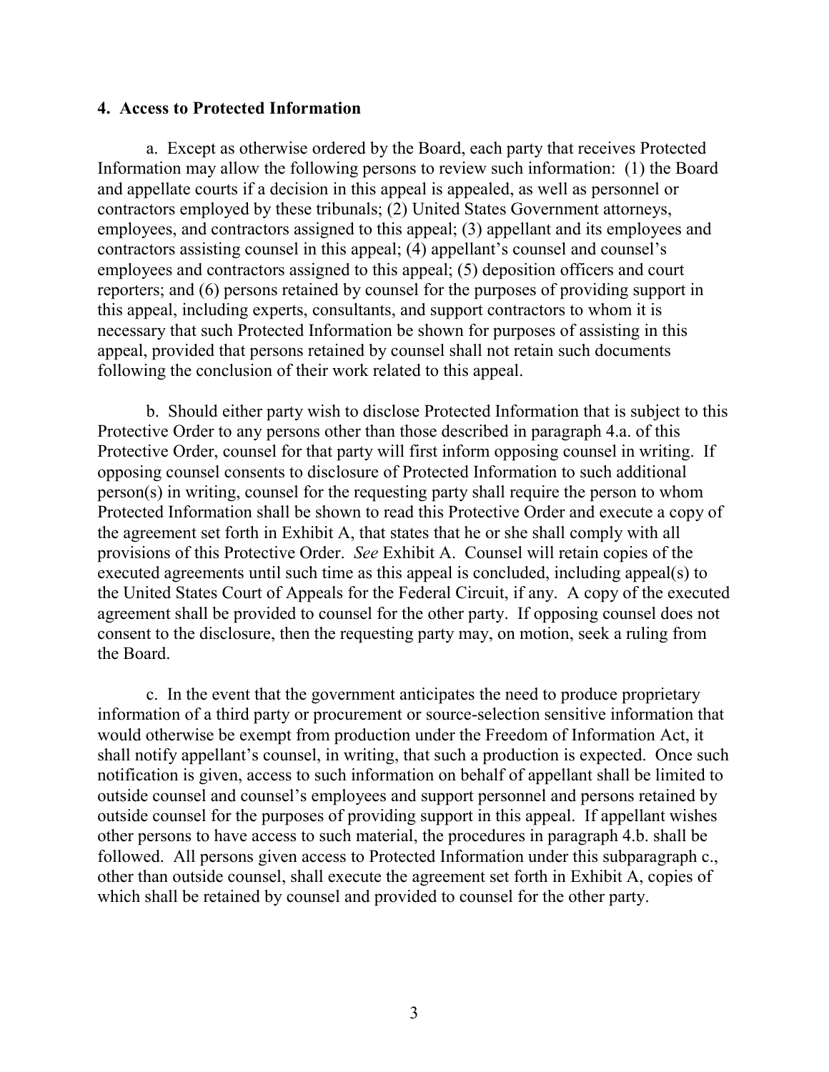**4. Access to Protected Information**

a. Except as otherwise ordered by the Board, each party that receives Protected Information may allow the following persons to review such information: (1) the Board and appellate courts if a decision in this appeal is appealed, as well as personnel or contractors employed by these tribunals; (2) United States Government attorneys, employees, and contractors assigned to this appeal; (3) appellant and its employees and contractors assisting counsel in this appeal; (4) appellant's counsel and counsel's employees and contractors assigned to this appeal; (5) deposition officers and court reporters; and (6) persons retained by counsel for the purposes of providing support in this appeal, including experts, consultants, and support contractors to whom it is necessary that such Protected Information be shown for purposes of assisting in this appeal, provided that persons retained by counsel shall not retain such documents following the conclusion of their work related to this appeal.

b. Should either party wish to disclose Protected Information that is subject to this Protective Order to any persons other than those described in paragraph 4.a. of this Protective Order, counsel for that party will first inform opposing counsel in writing. If opposing counsel consents to disclosure of Protected Information to such additional person(s) in writing, counsel for the requesting party shall require the person to whom Protected Information shall be shown to read this Protective Order and execute a copy of the agreement set forth in Exhibit A, that states that he or she shall comply with all provisions of this Protective Order. *See* Exhibit A. Counsel will retain copies of the executed agreements until such time as this appeal is concluded, including appeal(s) to the United States Court of Appeals for the Federal Circuit, if any. A copy of the executed agreement shall be provided to counsel for the other party. If opposing counsel does not consent to the disclosure, then the requesting party may, on motion, seek a ruling from the Board.

c. In the event that the government anticipates the need to produce proprietary information of a third party or procurement or source-selection sensitive information that would otherwise be exempt from production under the Freedom of Information Act, it shall notify appellant's counsel, in writing, that such a production is expected. Once such notification is given, access to such information on behalf of appellant shall be limited to outside counsel and counsel's employees and support personnel and persons retained by outside counsel for the purposes of providing support in this appeal. If appellant wishes other persons to have access to such material, the procedures in paragraph 4.b. shall be followed. All persons given access to Protected Information under this subparagraph c., other than outside counsel, shall execute the agreement set forth in Exhibit A, copies of which shall be retained by counsel and provided to counsel for the other party.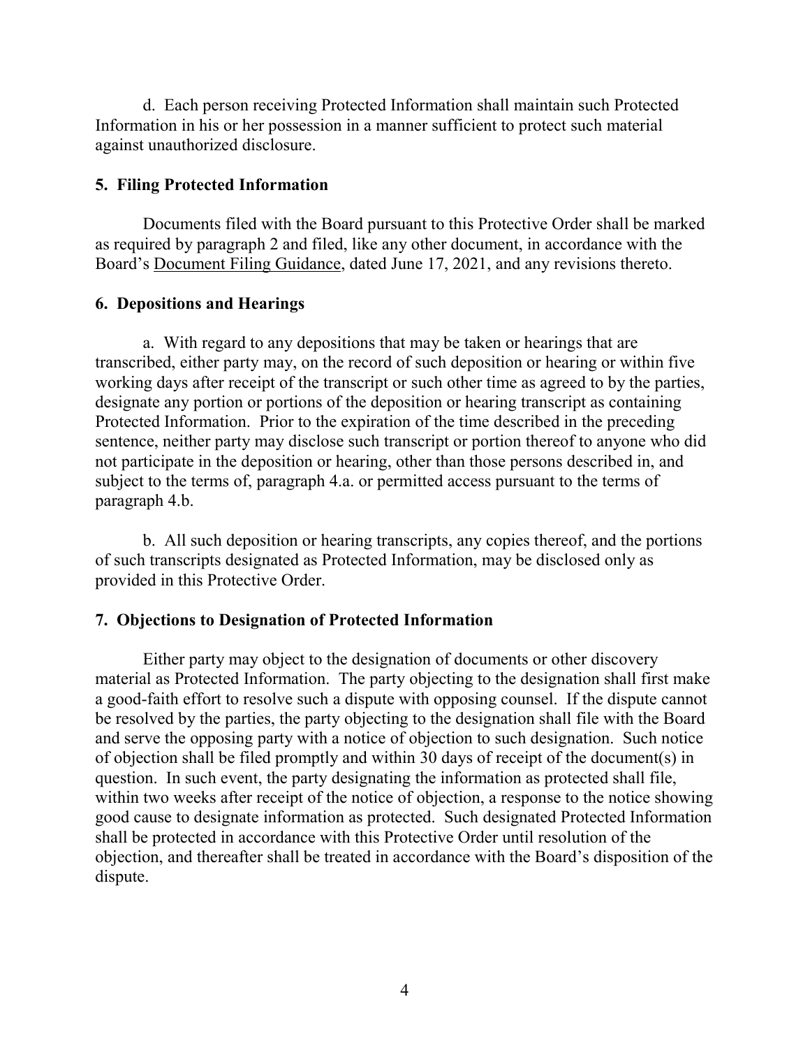d. Each person receiving Protected Information shall maintain such Protected Information in his or her possession in a manner sufficient to protect such material against unauthorized disclosure.

## 5. Filing Protected Information

Documents filed with the Board pursuant to this Protective Order shall be marked as required by paragraph 2 and filed, like any other document, in accordance with the Board's Document Filing Guidance, dated June 17, 2021, and any revisions thereto.

## 6. Depositions and Hearings

a. With regard to any depositions that may be taken or hearings that are transcribed, either party may, on the record of such deposition or hearing or within five working days after receipt of the transcript or such other time as agreed to by the parties, designate any portion or portions of the deposition or hearing transcript as containing Protected Information. Prior to the expiration of the time described in the preceding sentence, neither party may disclose such transcript or portion thereof to anyone who did not participate in the deposition or hearing, other than those persons described in, and subject to the terms of, paragraph 4.a. or permitted access pursuant to the terms of paragraph 4.b.

b. All such deposition or hearing transcripts, any copies thereof, and the portions of such transcripts designated as Protected Information, may be disclosed only as provided in this Protective Order.

## 7. Objections to Designation of Protected Information

Either party may object to the designation of documents or other discovery material as Protected Information. The party objecting to the designation shall first make a good-faith effort to resolve such a dispute with opposing counsel. If the dispute cannot be resolved by the parties, the party objecting to the designation shall file with the Board and serve the opposing party with a notice of objection to such designation. Such notice of objection shall be filed promptly and within 30 days of receipt of the document(s) in question. In such event, the party designating the information as protected shall file, within two weeks after receipt of the notice of objection, a response to the notice showing good cause to designate information as protected. Such designated Protected Information shall be protected in accordance with this Protective Order until resolution of the objection, and thereafter shall be treated in accordance with the Board's disposition of the dispute.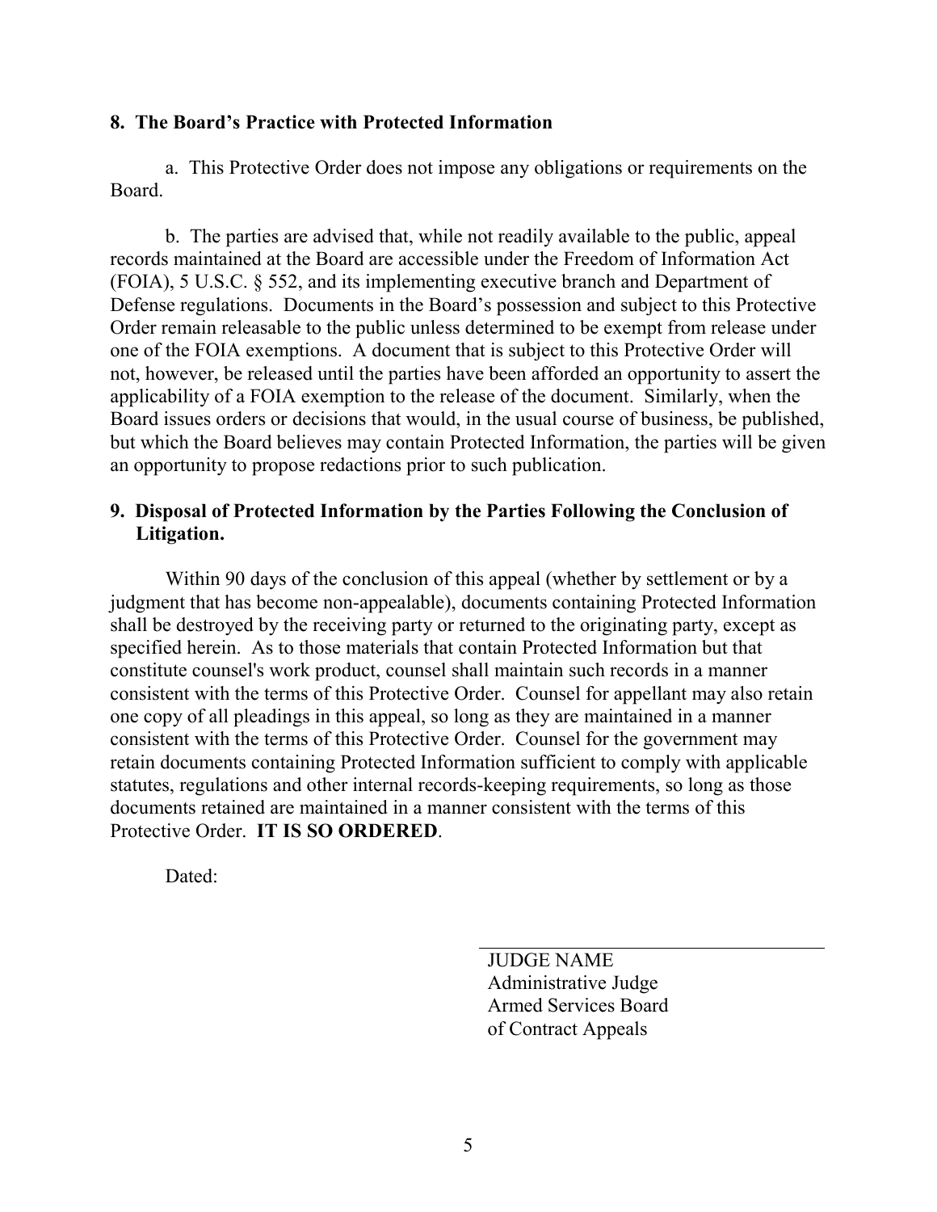**8. The Board's Practice with Protected Information**

a. This Protective Order does not impose any obligations or requirements on the Board.

b. The parties are advised that, while not readily available to the public, appeal records maintained at the Board are accessible under the Freedom of Information Act (FOIA), 5 U.S.C. § 552, and its implementing executive branch and Department of Defense regulations. Documents in the Board's possession and subject to this Protective Order remain releasable to the public unless determined to be exempt from release under one of the FOIA exemptions. A document that is subject to this Protective Order will not, however, be released until the parties have been afforded an opportunity to assert the applicability of a FOIA exemption to the release of the document. Similarly, when the Board issues orders or decisions that would, in the usual course of business, be published, but which the Board believes may contain Protected Information, the parties will be given an opportunity to propose redactions prior to such publication.

**9. Disposal of Protected Information by the Parties Following the Conclusion of Litigation.**

Within 90 days of the conclusion of this appeal (whether by settlement or by a judgment that has become non-appealable), documents containing Protected Information shall be destroyed by the receiving party or returned to the originating party, except as specified herein. As to those materials that contain Protected Information but that constitute counsel's work product, counsel shall maintain such records in a manner consistent with the terms of this Protective Order. Counsel for appellant may also retain one copy of all pleadings in this appeal, so long as they are maintained in a manner consistent with the terms of this Protective Order. Counsel for the government may retain documents containing Protected Information sufficient to comply with applicable statutes, regulations and other internal records-keeping requirements, so long as those documents retained are maintained in a manner consistent with the terms of this Protective Order. **IT IS SO ORDERED**.

Dated:

JUDGE NAME
Administrative Judge
Armed Services Board
of Contract Appeals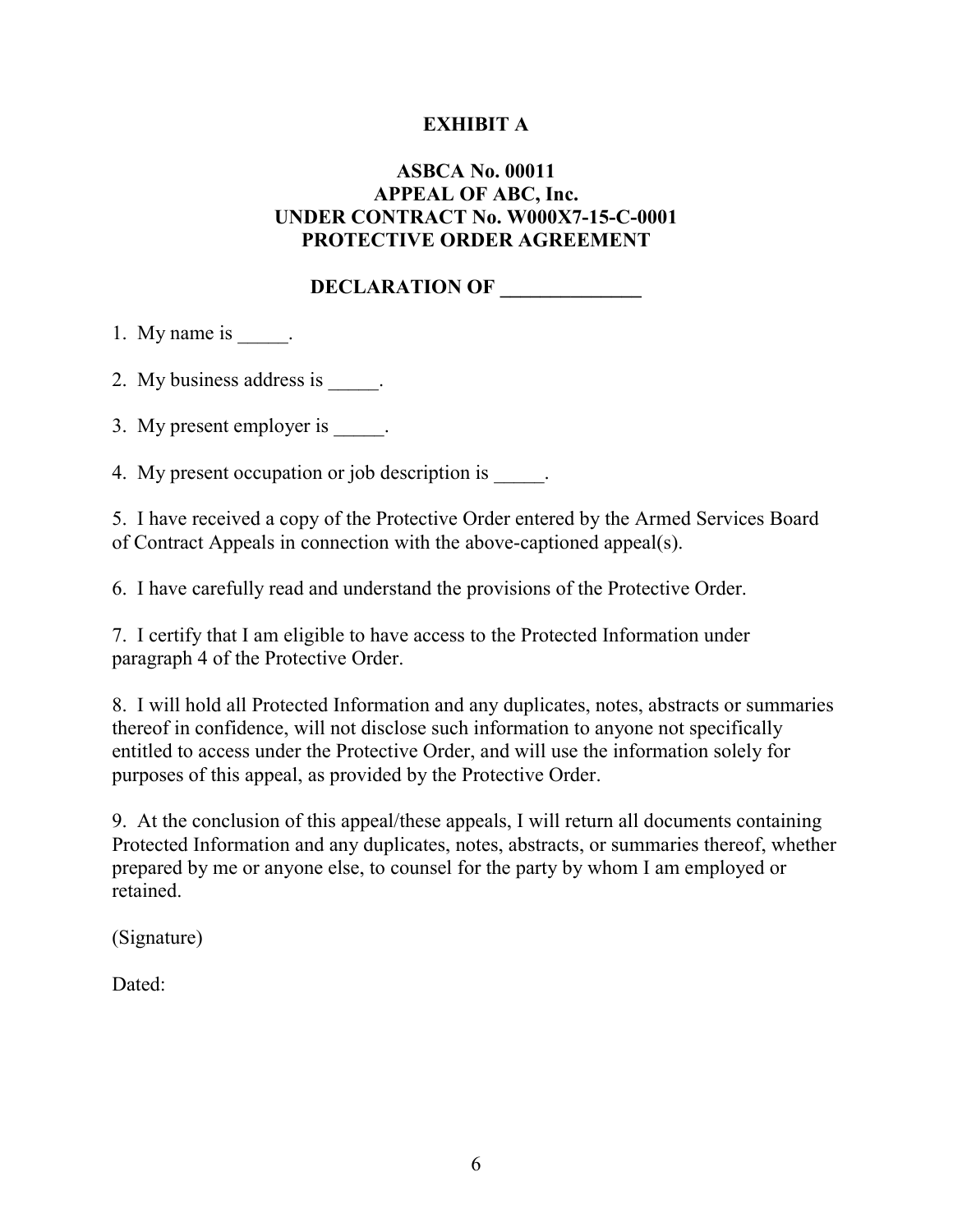**EXHIBIT A**

**ASBCA No. 00011**
**APPEAL OF ABC, Inc.**
**UNDER CONTRACT No. W000X7-15-C-0001**
**PROTECTIVE ORDER AGREEMENT**

**DECLARATION OF ______________**

1. My name is _____.

2. My business address is _____.

3. My present employer is _____.

4. My present occupation or job description is _____.

5. I have received a copy of the Protective Order entered by the Armed Services Board of Contract Appeals in connection with the above-captioned appeal(s).

6. I have carefully read and understand the provisions of the Protective Order.

7. I certify that I am eligible to have access to the Protected Information under paragraph 4 of the Protective Order.

8. I will hold all Protected Information and any duplicates, notes, abstracts or summaries thereof in confidence, will not disclose such information to anyone not specifically entitled to access under the Protective Order, and will use the information solely for purposes of this appeal, as provided by the Protective Order.

9. At the conclusion of this appeal/these appeals, I will return all documents containing Protected Information and any duplicates, notes, abstracts, or summaries thereof, whether prepared by me or anyone else, to counsel for the party by whom I am employed or retained.

(Signature)

Dated: